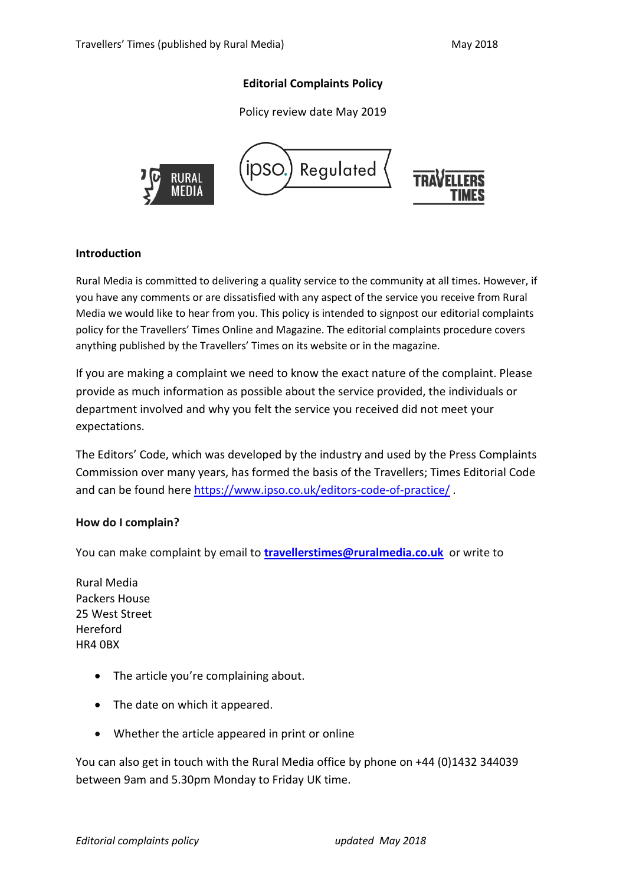**Editorial Complaints Policy**

Policy review date May 2019

## Introduction

Rural Media is committed to delivering a quality service to the community at all times. However, if you have any comments or are dissatisfied with any aspect of the service you receive from Rural Media we would like to hear from you. This policy is intended to signpost our editorial complaints policy for the Travellers' Times Online and Magazine. The editorial complaints procedure covers anything published by the Travellers' Times on its website or in the magazine.

If you are making a complaint we need to know the exact nature of the complaint. Please provide as much information as possible about the service provided, the individuals or department involved and why you felt the service you received did not meet your expectations.

The Editors' Code, which was developed by the industry and used by the Press Complaints Commission over many years, has formed the basis of the Travellers; Times Editorial Code and can be found here https://www.ipso.co.uk/editors-code-of-practice/ .

## How do I complain?

You can make complaint by email to **travellerstimes@ruralmedia.co.uk** or write to

Rural Media
Packers House
25 West Street
Hereford
HR4 0BX

- The article you're complaining about.
- The date on which it appeared.
- Whether the article appeared in print or online

You can also get in touch with the Rural Media office by phone on +44 (0)1432 344039 between 9am and 5.30pm Monday to Friday UK time.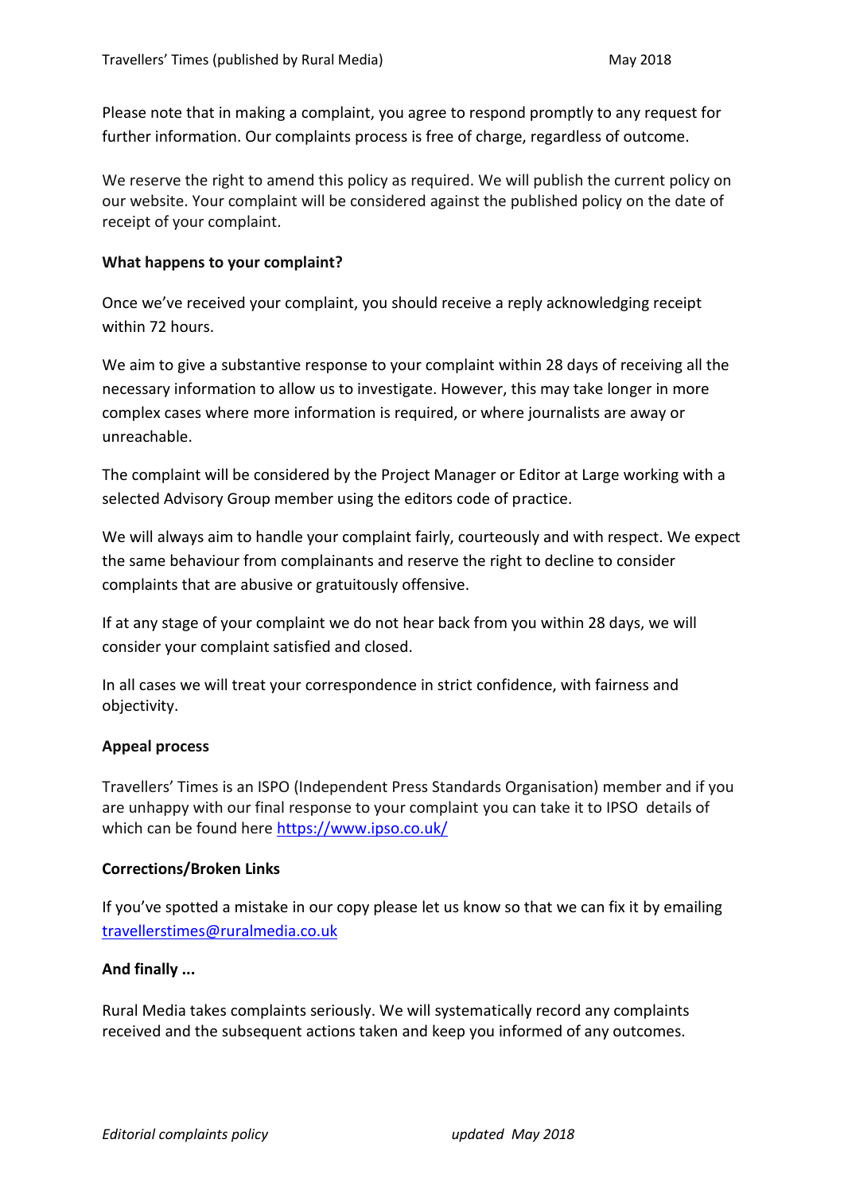Please note that in making a complaint, you agree to respond promptly to any request for further information. Our complaints process is free of charge, regardless of outcome.

We reserve the right to amend this policy as required. We will publish the current policy on our website. Your complaint will be considered against the published policy on the date of receipt of your complaint.

**What happens to your complaint?**

Once we've received your complaint, you should receive a reply acknowledging receipt within 72 hours.

We aim to give a substantive response to your complaint within 28 days of receiving all the necessary information to allow us to investigate. However, this may take longer in more complex cases where more information is required, or where journalists are away or unreachable.

The complaint will be considered by the Project Manager or Editor at Large working with a selected Advisory Group member using the editors code of practice.

We will always aim to handle your complaint fairly, courteously and with respect. We expect the same behaviour from complainants and reserve the right to decline to consider complaints that are abusive or gratuitously offensive.

If at any stage of your complaint we do not hear back from you within 28 days, we will consider your complaint satisfied and closed.

In all cases we will treat your correspondence in strict confidence, with fairness and objectivity.

**Appeal process**

Travellers' Times is an ISPO (Independent Press Standards Organisation) member and if you are unhappy with our final response to your complaint you can take it to IPSO details of which can be found here https://www.ipso.co.uk/

**Corrections/Broken Links**

If you've spotted a mistake in our copy please let us know so that we can fix it by emailing travellerstimes@ruralmedia.co.uk

**And finally ...**

Rural Media takes complaints seriously. We will systematically record any complaints received and the subsequent actions taken and keep you informed of any outcomes.